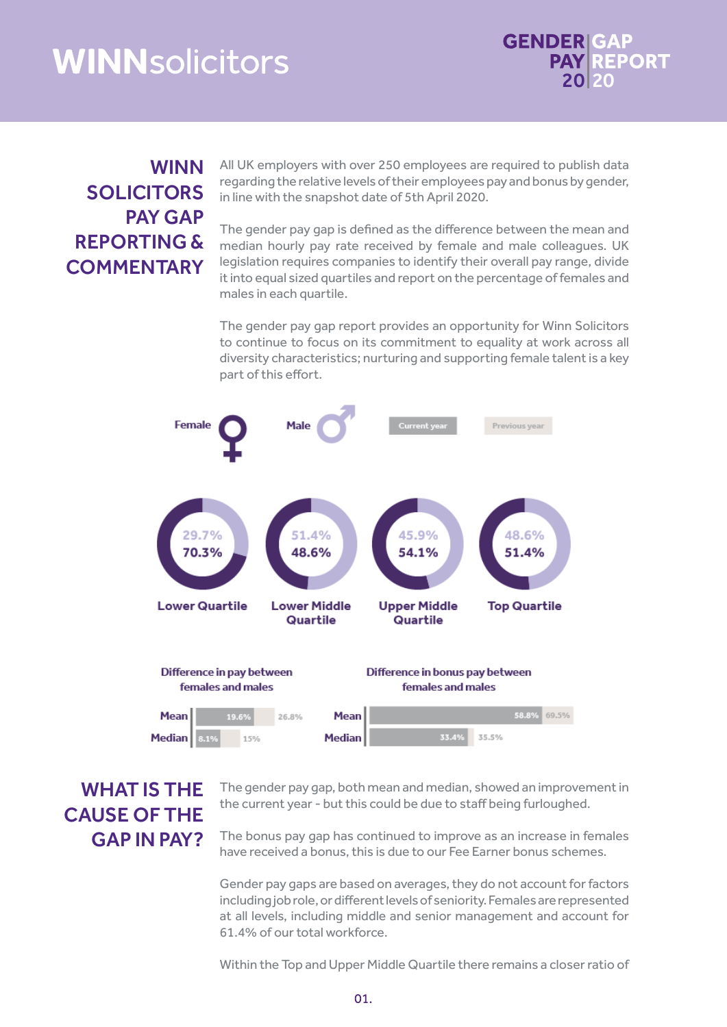# WINNsolicitors

**GENDER PAY GAP REPORT 2020**

## WINN SOLICITORS PAY GAP REPORTING & COMMENTARY

All UK employers with over 250 employees are required to publish data regarding the relative levels of their employees pay and bonus by gender, in line with the snapshot date of 5th April 2020.

The gender pay gap is defined as the difference between the mean and median hourly pay rate received by female and male colleagues. UK legislation requires companies to identify their overall pay range, divide it into equal sized quartiles and report on the percentage of females and males in each quartile.

The gender pay gap report provides an opportunity for Winn Solicitors to continue to focus on its commitment to equality at work across all diversity characteristics; nurturing and supporting female talent is a key part of this effort.

Female | Male | Current year | Previous year

| | Lower Quartile | Lower Middle Quartile | Upper Middle Quartile | Top Quartile |
|---|---|---|---|---|
| Male | 29.7% | 51.4% | 45.9% | 48.6% |
| Female | 70.3% | 48.6% | 54.1% | 51.4% |

**Difference in pay between females and males**

| | Current year | Previous year |
|---|---|---|
| Mean | 19.6% | 26.8% |
| Median | 8.1% | 15% |

**Difference in bonus pay between females and males**

| | Current year | Previous year |
|---|---|---|
| Mean | 58.8% | 69.5% |
| Median | 33.4% | 35.5% |

## WHAT IS THE CAUSE OF THE GAP IN PAY?

The gender pay gap, both mean and median, showed an improvement in the current year - but this could be due to staff being furloughed.

The bonus pay gap has continued to improve as an increase in females have received a bonus, this is due to our Fee Earner bonus schemes.

Gender pay gaps are based on averages, they do not account for factors including job role, or different levels of seniority. Females are represented at all levels, including middle and senior management and account for 61.4% of our total workforce.

Within the Top and Upper Middle Quartile there remains a closer ratio of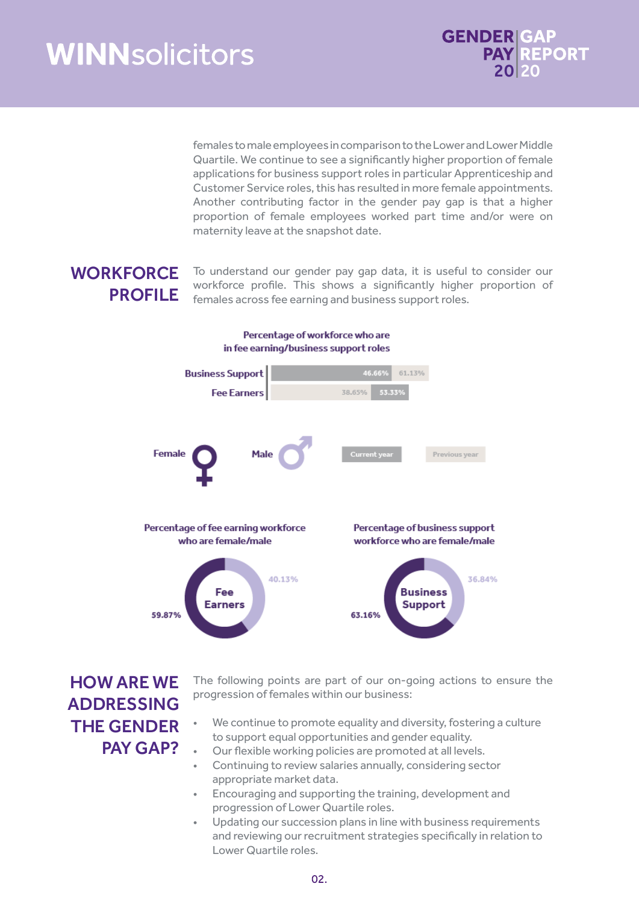females to male employees in comparison to the Lower and Lower Middle Quartile. We continue to see a significantly higher proportion of female applications for business support roles in particular Apprenticeship and Customer Service roles, this has resulted in more female appointments. Another contributing factor in the gender pay gap is that a higher proportion of female employees worked part time and/or were on maternity leave at the snapshot date.

## WORKFORCE PROFILE

To understand our gender pay gap data, it is useful to consider our workforce profile. This shows a significantly higher proportion of females across fee earning and business support roles.

Percentage of workforce who are in fee earning/business support roles

Business Support 46.66% 61.13%

Fee Earners 38.65% 53.33%

Female

Male

Current year

Previous year

Percentage of fee earning workforce who are female/male

Fee Earners

40.13%

59.87%

Percentage of business support workforce who are female/male

Business Support

36.84%

63.16%

## HOW ARE WE ADDRESSING THE GENDER PAY GAP?

The following points are part of our on-going actions to ensure the progression of females within our business:

- We continue to promote equality and diversity, fostering a culture to support equal opportunities and gender equality.
- Our flexible working policies are promoted at all levels.
- Continuing to review salaries annually, considering sector appropriate market data.
- Encouraging and supporting the training, development and progression of Lower Quartile roles.
- Updating our succession plans in line with business requirements and reviewing our recruitment strategies specifically in relation to Lower Quartile roles.